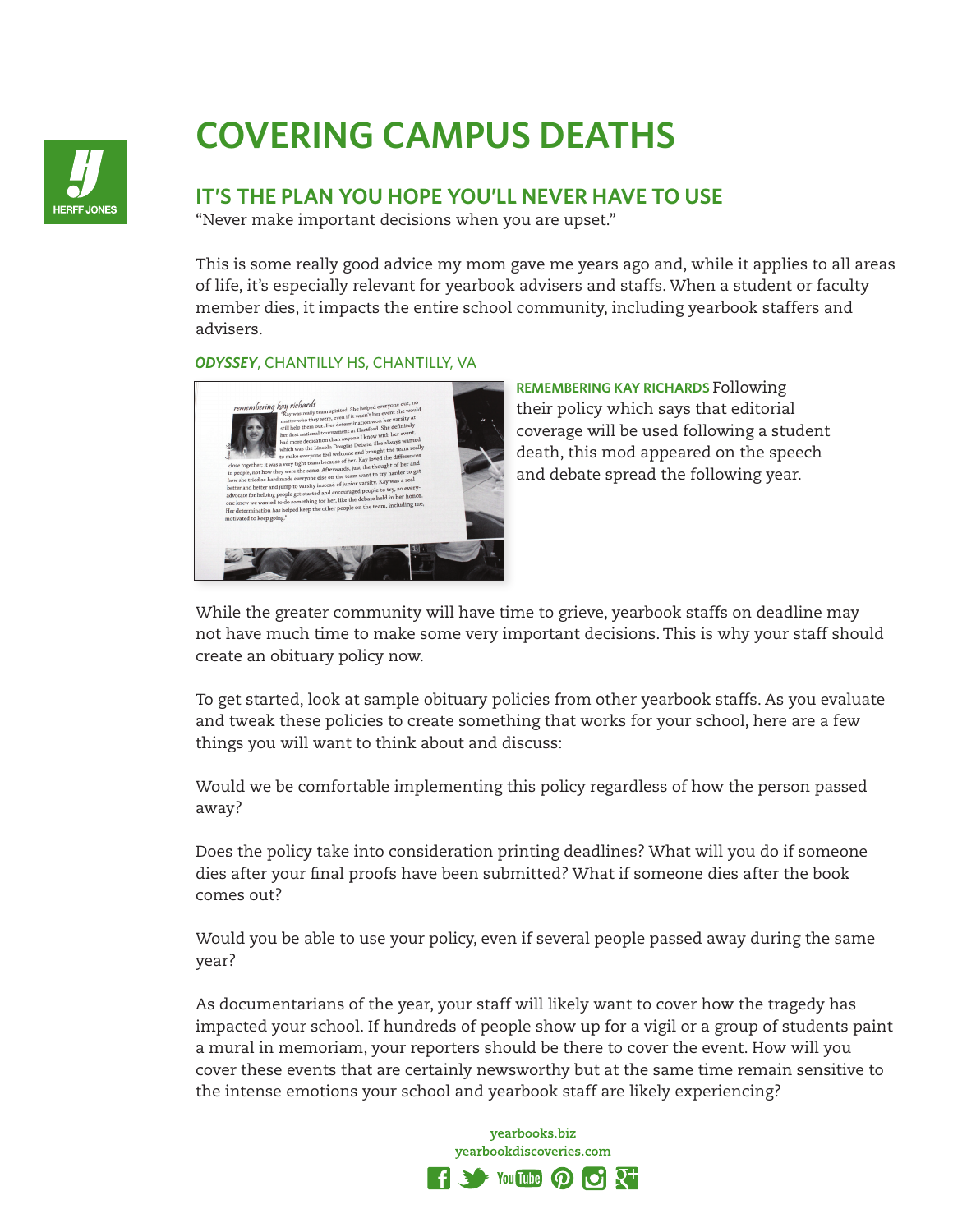# COVERING CAMPUS DEATHS

## IT'S THE PLAN YOU HOPE YOU'LL NEVER HAVE TO USE

"Never make important decisions when you are upset."

This is some really good advice my mom gave me years ago and, while it applies to all areas of life, it's especially relevant for yearbook advisers and staffs. When a student or faculty member dies, it impacts the entire school community, including yearbook staffers and advisers.

***ODYSSEY***, CHANTILLY HS, CHANTILLY, VA

**REMEMBERING KAY RICHARDS** Following their policy which says that editorial coverage will be used following a student death, this mod appeared on the speech and debate spread the following year.

While the greater community will have time to grieve, yearbook staffs on deadline may not have much time to make some very important decisions. This is why your staff should create an obituary policy now.

To get started, look at sample obituary policies from other yearbook staffs. As you evaluate and tweak these policies to create something that works for your school, here are a few things you will want to think about and discuss:

Would we be comfortable implementing this policy regardless of how the person passed away?

Does the policy take into consideration printing deadlines? What will you do if someone dies after your final proofs have been submitted? What if someone dies after the book comes out?

Would you be able to use your policy, even if several people passed away during the same year?

As documentarians of the year, your staff will likely want to cover how the tragedy has impacted your school. If hundreds of people show up for a vigil or a group of students paint a mural in memoriam, your reporters should be there to cover the event. How will you cover these events that are certainly newsworthy but at the same time remain sensitive to the intense emotions your school and yearbook staff are likely experiencing?

yearbooks.biz
yearbookdiscoveries.com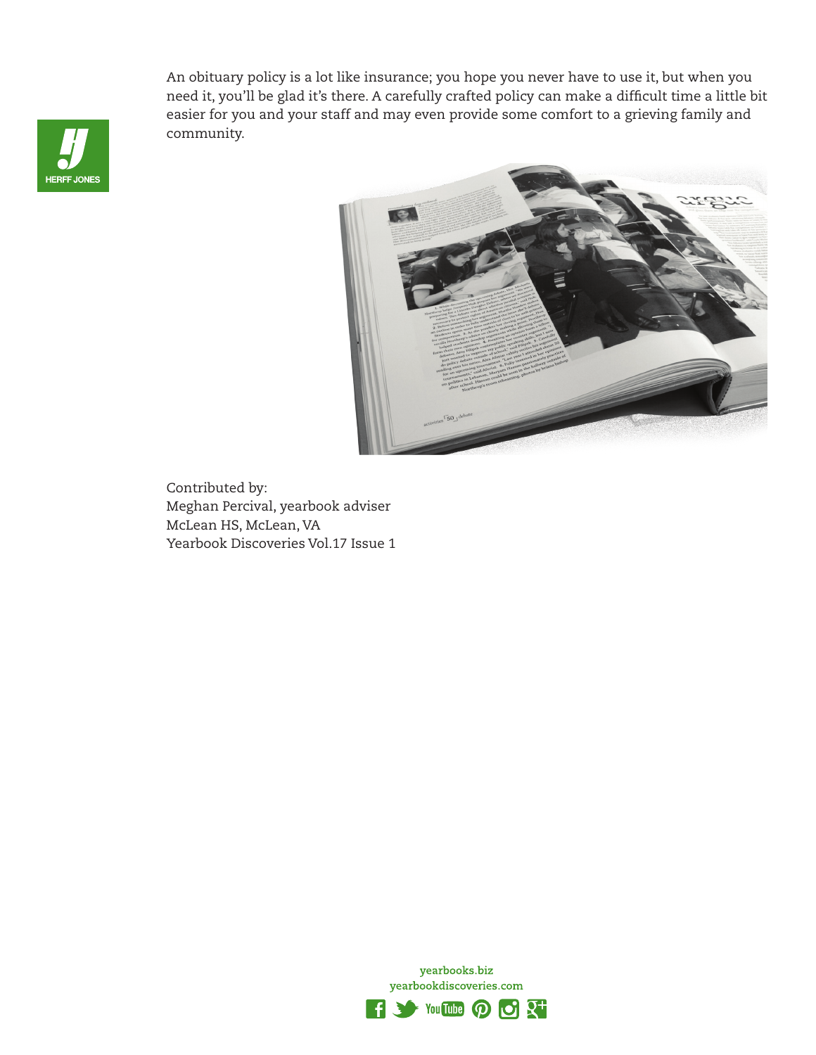An obituary policy is a lot like insurance; you hope you never have to use it, but when you need it, you'll be glad it's there. A carefully crafted policy can make a difficult time a little bit easier for you and your staff and may even provide some comfort to a grieving family and community.

Contributed by:
Meghan Percival, yearbook adviser
McLean HS, McLean, VA
Yearbook Discoveries Vol.17 Issue 1

yearbooks.biz
yearbookdiscoveries.com